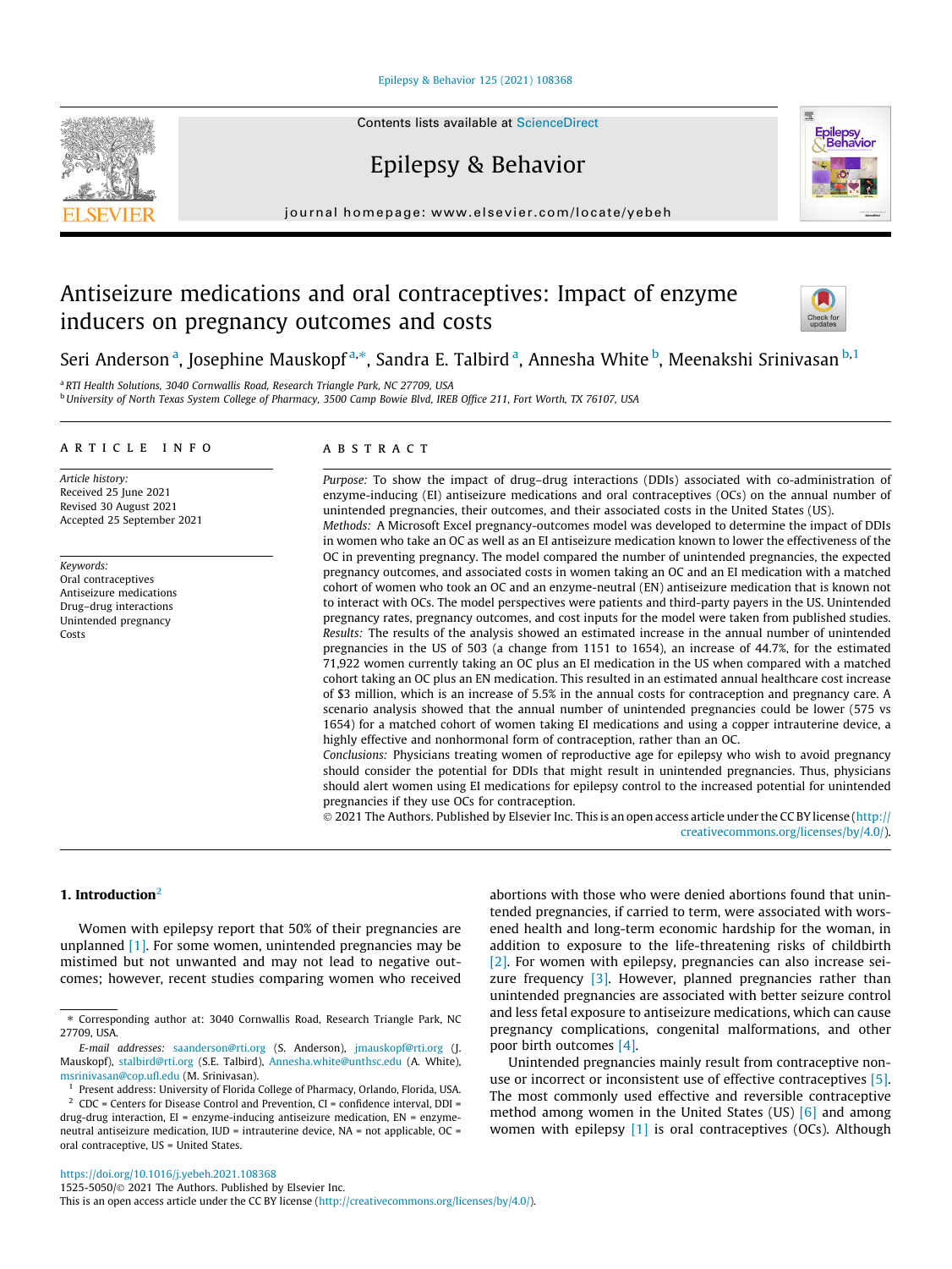# Antiseizure medications and oral contraceptives: Impact of enzyme inducers on pregnancy outcomes and costs

Seri Anderson [a], Josephine Mauskopf [a,*], Sandra E. Talbird [a], Annesha White [b], Meenakshi Srinivasan [b,1]

[a] RTI Health Solutions, 3040 Cornwallis Road, Research Triangle Park, NC 27709, USA

[b] University of North Texas System College of Pharmacy, 3500 Camp Bowie Blvd, IREB Office 211, Fort Worth, TX 76107, USA

## ARTICLE INFO

*Article history:*
Received 25 June 2021
Revised 30 August 2021
Accepted 25 September 2021

*Keywords:*
Oral contraceptives
Antiseizure medications
Drug–drug interactions
Unintended pregnancy
Costs

## ABSTRACT

*Purpose:* To show the impact of drug–drug interactions (DDIs) associated with co-administration of enzyme-inducing (EI) antiseizure medications and oral contraceptives (OCs) on the annual number of unintended pregnancies, their outcomes, and their associated costs in the United States (US).

*Methods:* A Microsoft Excel pregnancy-outcomes model was developed to determine the impact of DDIs in women who take an OC as well as an EI antiseizure medication known to lower the effectiveness of the OC in preventing pregnancy. The model compared the number of unintended pregnancies, the expected pregnancy outcomes, and associated costs in women taking an OC and an EI medication with a matched cohort of women who took an OC and an enzyme-neutral (EN) antiseizure medication that is known not to interact with OCs. The model perspectives were patients and third-party payers in the US. Unintended pregnancy rates, pregnancy outcomes, and cost inputs for the model were taken from published studies.

*Results:* The results of the analysis showed an estimated increase in the annual number of unintended pregnancies in the US of 503 (a change from 1151 to 1654), an increase of 44.7%, for the estimated 71,922 women currently taking an OC plus an EI medication in the US when compared with a matched cohort taking an OC plus an EN medication. This resulted in an estimated annual healthcare cost increase of $3 million, which is an increase of 5.5% in the annual costs for contraception and pregnancy care. A scenario analysis showed that the annual number of unintended pregnancies could be lower (575 vs 1654) for a matched cohort of women taking EI medications and using a copper intrauterine device, a highly effective and nonhormonal form of contraception, rather than an OC.

*Conclusions:* Physicians treating women of reproductive age for epilepsy who wish to avoid pregnancy should consider the potential for DDIs that might result in unintended pregnancies. Thus, physicians should alert women using EI medications for epilepsy control to the increased potential for unintended pregnancies if they use OCs for contraception.

© 2021 The Authors. Published by Elsevier Inc. This is an open access article under the CC BY license (http://creativecommons.org/licenses/by/4.0/).

## 1. Introduction[2]

Women with epilepsy report that 50% of their pregnancies are unplanned [1]. For some women, unintended pregnancies may be mistimed but not unwanted and may not lead to negative outcomes; however, recent studies comparing women who received abortions with those who were denied abortions found that unintended pregnancies, if carried to term, were associated with worsened health and long-term economic hardship for the woman, in addition to exposure to the life-threatening risks of childbirth [2]. For women with epilepsy, pregnancies can also increase seizure frequency [3]. However, planned pregnancies rather than unintended pregnancies are associated with better seizure control and less fetal exposure to antiseizure medications, which can cause pregnancy complications, congenital malformations, and other poor birth outcomes [4].

Unintended pregnancies mainly result from contraceptive nonuse or incorrect or inconsistent use of effective contraceptives [5]. The most commonly used effective and reversible contraceptive method among women in the United States (US) [6] and among women with epilepsy [1] is oral contraceptives (OCs). Although

---

\* Corresponding author at: 3040 Cornwallis Road, Research Triangle Park, NC 27709, USA.

*E-mail addresses:* saanderson@rti.org (S. Anderson), jmauskopf@rti.org (J. Mauskopf), stalbird@rti.org (S.E. Talbird), Annesha.white@unthsc.edu (A. White), msrinivasan@cop.ufl.edu (M. Srinivasan).

1 Present address: University of Florida College of Pharmacy, Orlando, Florida, USA.

2 CDC = Centers for Disease Control and Prevention, CI = confidence interval, DDI = drug-drug interaction, EI = enzyme-inducing antiseizure medication, EN = enzyme-neutral antiseizure medication, IUD = intrauterine device, NA = not applicable, OC = oral contraceptive, US = United States.

https://doi.org/10.1016/j.yebeh.2021.108368
1525-5050/© 2021 The Authors. Published by Elsevier Inc.
This is an open access article under the CC BY license (http://creativecommons.org/licenses/by/4.0/).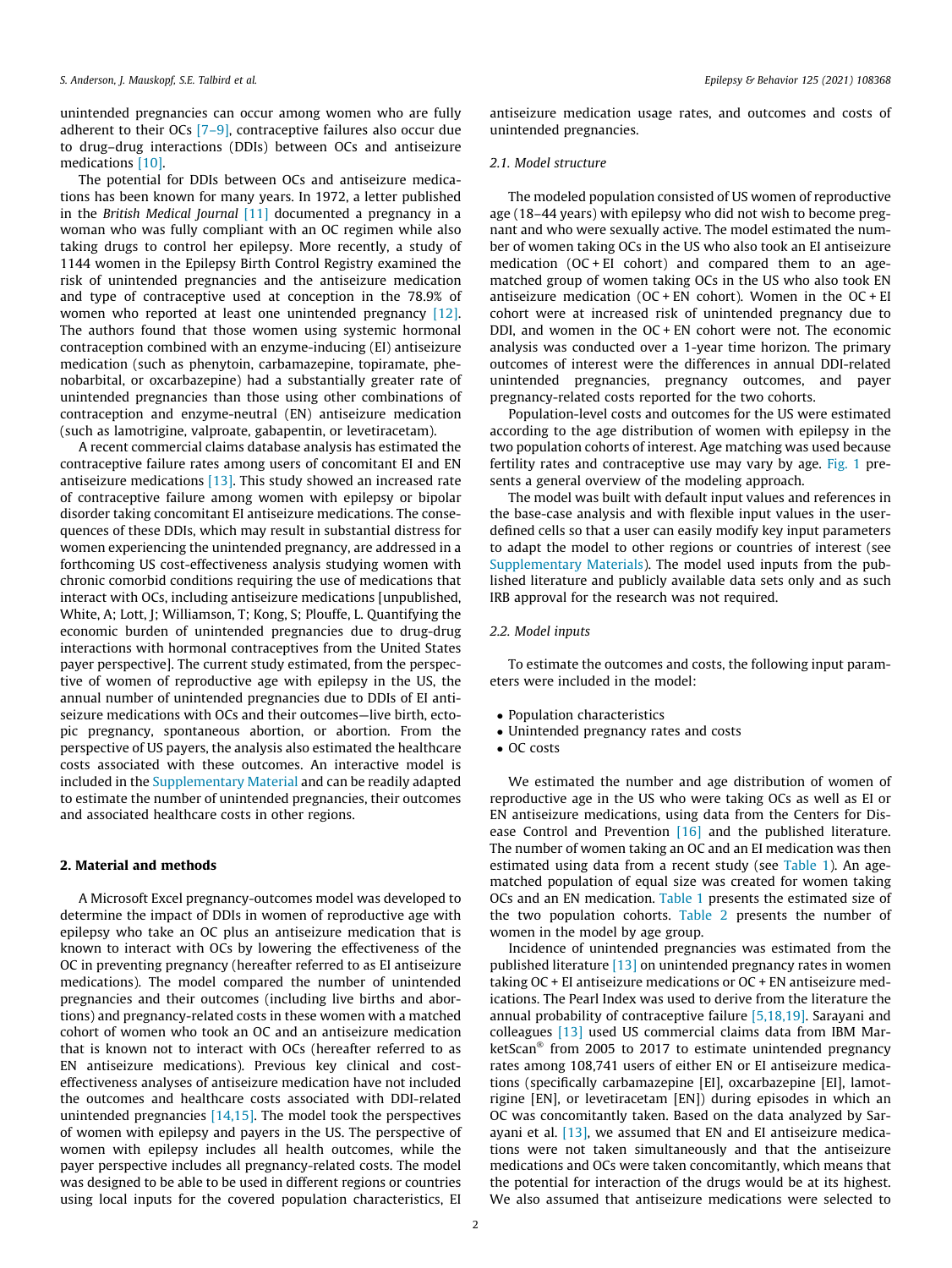unintended pregnancies can occur among women who are fully adherent to their OCs [7–9], contraceptive failures also occur due to drug–drug interactions (DDIs) between OCs and antiseizure medications [10].

The potential for DDIs between OCs and antiseizure medications has been known for many years. In 1972, a letter published in the *British Medical Journal* [11] documented a pregnancy in a woman who was fully compliant with an OC regimen while also taking drugs to control her epilepsy. More recently, a study of 1144 women in the Epilepsy Birth Control Registry examined the risk of unintended pregnancies and the antiseizure medication and type of contraceptive used at conception in the 78.9% of women who reported at least one unintended pregnancy [12]. The authors found that those women using systemic hormonal contraception combined with an enzyme-inducing (EI) antiseizure medication (such as phenytoin, carbamazepine, topiramate, phenobarbital, or oxcarbazepine) had a substantially greater rate of unintended pregnancies than those using other combinations of contraception and enzyme-neutral (EN) antiseizure medication (such as lamotrigine, valproate, gabapentin, or levetiracetam).

A recent commercial claims database analysis has estimated the contraceptive failure rates among users of concomitant EI and EN antiseizure medications [13]. This study showed an increased rate of contraceptive failure among women with epilepsy or bipolar disorder taking concomitant EI antiseizure medications. The consequences of these DDIs, which may result in substantial distress for women experiencing the unintended pregnancy, are addressed in a forthcoming US cost-effectiveness analysis studying women with chronic comorbid conditions requiring the use of medications that interact with OCs, including antiseizure medications [unpublished, White, A; Lott, J; Williamson, T; Kong, S; Plouffe, L. Quantifying the economic burden of unintended pregnancies due to drug-drug interactions with hormonal contraceptives from the United States payer perspective]. The current study estimated, from the perspective of women of reproductive age with epilepsy in the US, the annual number of unintended pregnancies due to DDIs of EI antiseizure medications with OCs and their outcomes—live birth, ectopic pregnancy, spontaneous abortion, or abortion. From the perspective of US payers, the analysis also estimated the healthcare costs associated with these outcomes. An interactive model is included in the Supplementary Material and can be readily adapted to estimate the number of unintended pregnancies, their outcomes and associated healthcare costs in other regions.

## 2. Material and methods

A Microsoft Excel pregnancy-outcomes model was developed to determine the impact of DDIs in women of reproductive age with epilepsy who take an OC plus an antiseizure medication that is known to interact with OCs by lowering the effectiveness of the OC in preventing pregnancy (hereafter referred to as EI antiseizure medications). The model compared the number of unintended pregnancies and their outcomes (including live births and abortions) and pregnancy-related costs in these women with a matched cohort of women who took an OC and an antiseizure medication that is known not to interact with OCs (hereafter referred to as EN antiseizure medications). Previous key clinical and cost-effectiveness analyses of antiseizure medication have not included the outcomes and healthcare costs associated with DDI-related unintended pregnancies [14,15]. The model took the perspectives of women with epilepsy and payers in the US. The perspective of women with epilepsy includes all health outcomes, while the payer perspective includes all pregnancy-related costs. The model was designed to be able to be used in different regions or countries using local inputs for the covered population characteristics, EI antiseizure medication usage rates, and outcomes and costs of unintended pregnancies.

### 2.1. Model structure

The modeled population consisted of US women of reproductive age (18–44 years) with epilepsy who did not wish to become pregnant and who were sexually active. The model estimated the number of women taking OCs in the US who also took an EI antiseizure medication (OC + EI cohort) and compared them to an age-matched group of women taking OCs in the US who also took EN antiseizure medication (OC + EN cohort). Women in the OC + EI cohort were at increased risk of unintended pregnancy due to DDI, and women in the OC + EN cohort were not. The economic analysis was conducted over a 1-year time horizon. The primary outcomes of interest were the differences in annual DDI-related unintended pregnancies, pregnancy outcomes, and payer pregnancy-related costs reported for the two cohorts.

Population-level costs and outcomes for the US were estimated according to the age distribution of women with epilepsy in the two population cohorts of interest. Age matching was used because fertility rates and contraceptive use may vary by age. Fig. 1 presents a general overview of the modeling approach.

The model was built with default input values and references in the base-case analysis and with flexible input values in the user-defined cells so that a user can easily modify key input parameters to adapt the model to other regions or countries of interest (see Supplementary Materials). The model used inputs from the published literature and publicly available data sets only and as such IRB approval for the research was not required.

### 2.2. Model inputs

To estimate the outcomes and costs, the following input parameters were included in the model:

- Population characteristics
- Unintended pregnancy rates and costs
- OC costs

We estimated the number and age distribution of women of reproductive age in the US who were taking OCs as well as EI or EN antiseizure medications, using data from the Centers for Disease Control and Prevention [16] and the published literature. The number of women taking an OC and an EI medication was then estimated using data from a recent study (see Table 1). An age-matched population of equal size was created for women taking OCs and an EN medication. Table 1 presents the estimated size of the two population cohorts. Table 2 presents the number of women in the model by age group.

Incidence of unintended pregnancies was estimated from the published literature [13] on unintended pregnancy rates in women taking OC + EI antiseizure medications or OC + EN antiseizure medications. The Pearl Index was used to derive from the literature the annual probability of contraceptive failure [5,18,19]. Sarayani and colleagues [13] used US commercial claims data from IBM MarketScan® from 2005 to 2017 to estimate unintended pregnancy rates among 108,741 users of either EN or EI antiseizure medications (specifically carbamazepine [EI], oxcarbazepine [EI], lamotrigine [EN], or levetiracetam [EN]) during episodes in which an OC was concomitantly taken. Based on the data analyzed by Sarayani et al. [13], we assumed that EN and EI antiseizure medications were not taken simultaneously and that the antiseizure medications and OCs were taken concomitantly, which means that the potential for interaction of the drugs would be at its highest. We also assumed that antiseizure medications were selected to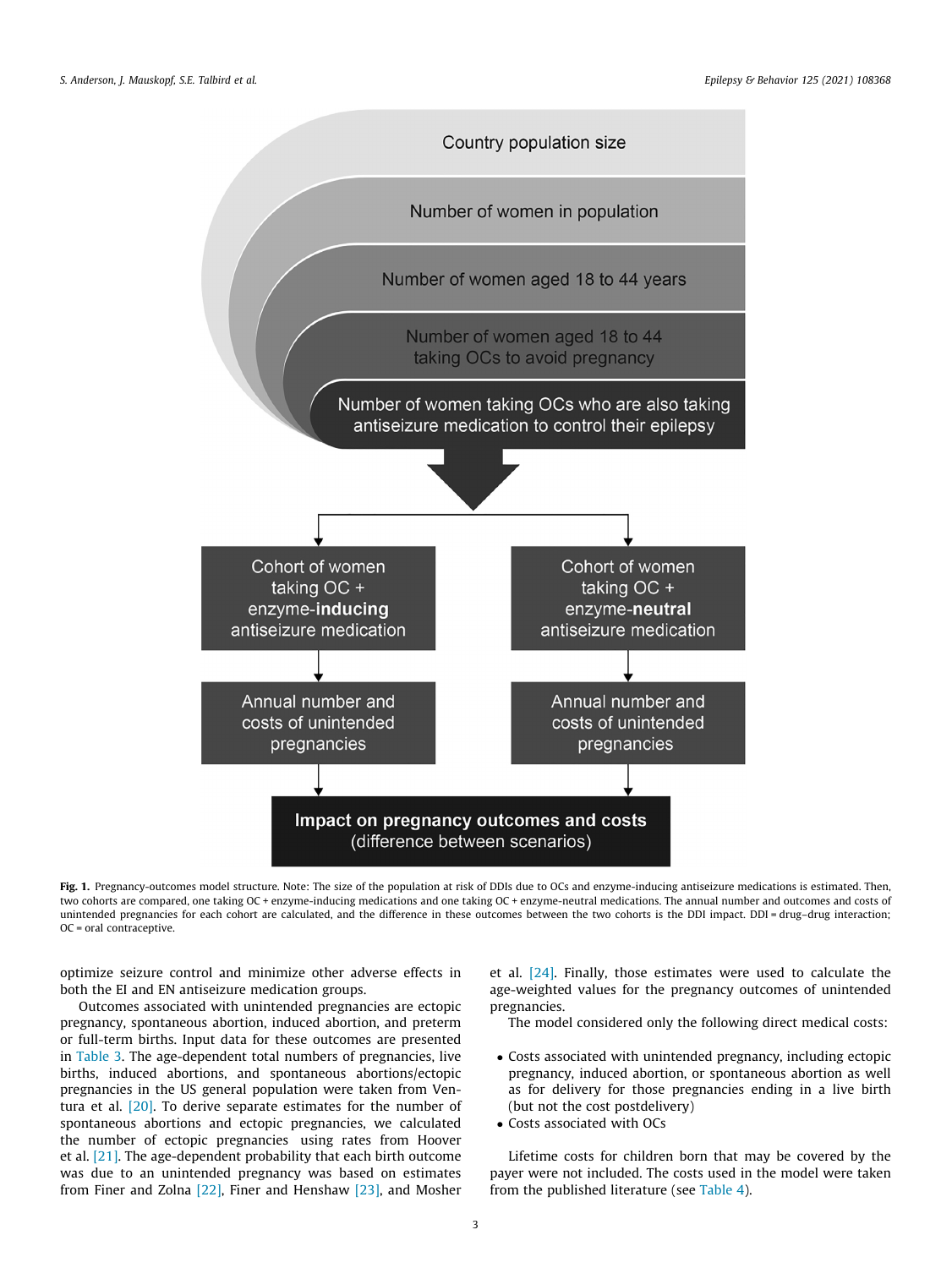Country population size

Number of women in population

Number of women aged 18 to 44 years

Number of women aged 18 to 44 taking OCs to avoid pregnancy

Number of women taking OCs who are also taking antiseizure medication to control their epilepsy

Cohort of women taking OC + enzyme-**inducing** antiseizure medication

Cohort of women taking OC + enzyme-**neutral** antiseizure medication

Annual number and costs of unintended pregnancies

Annual number and costs of unintended pregnancies

**Impact on pregnancy outcomes and costs** (difference between scenarios)

**Fig. 1.** Pregnancy-outcomes model structure. Note: The size of the population at risk of DDIs due to OCs and enzyme-inducing antiseizure medications is estimated. Then, two cohorts are compared, one taking OC + enzyme-inducing medications and one taking OC + enzyme-neutral medications. The annual number and outcomes and costs of unintended pregnancies for each cohort are calculated, and the difference in these outcomes between the two cohorts is the DDI impact. DDI = drug–drug interaction; OC = oral contraceptive.

optimize seizure control and minimize other adverse effects in both the EI and EN antiseizure medication groups.

Outcomes associated with unintended pregnancies are ectopic pregnancy, spontaneous abortion, induced abortion, and preterm or full-term births. Input data for these outcomes are presented in Table 3. The age-dependent total numbers of pregnancies, live births, induced abortions, and spontaneous abortions/ectopic pregnancies in the US general population were taken from Ventura et al. [20]. To derive separate estimates for the number of spontaneous abortions and ectopic pregnancies, we calculated the number of ectopic pregnancies using rates from Hoover et al. [21]. The age-dependent probability that each birth outcome was due to an unintended pregnancy was based on estimates from Finer and Zolna [22], Finer and Henshaw [23], and Mosher et al. [24]. Finally, those estimates were used to calculate the age-weighted values for the pregnancy outcomes of unintended pregnancies.

The model considered only the following direct medical costs:

- Costs associated with unintended pregnancy, including ectopic pregnancy, induced abortion, or spontaneous abortion as well as for delivery for those pregnancies ending in a live birth (but not the cost postdelivery)
- Costs associated with OCs

Lifetime costs for children born that may be covered by the payer were not included. The costs used in the model were taken from the published literature (see Table 4).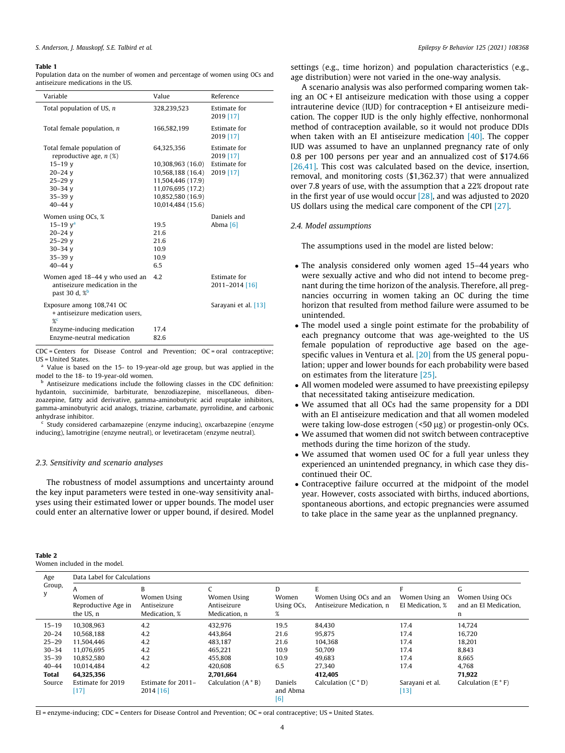**Table 1**
Population data on the number of women and percentage of women using OCs and antiseizure medications in the US.

| Variable | Value | Reference |
|---|---|---|
| Total population of US, *n* | 328,239,523 | Estimate for 2019 [17] |
| Total female population, *n* | 166,582,199 | Estimate for 2019 [17] |
| Total female population of reproductive age, *n* (%) | 64,325,356 | |
| 15–19 y | 10,308,963 (16.0) | Estimate for 2019 [17] |
| 20–24 y | 10,568,188 (16.4) | |
| 25–29 y | 11,504,446 (17.9) | |
| 30–34 y | 11,076,695 (17.2) | |
| 35–39 y | 10,852,580 (16.9) | |
| 40–44 y | 10,014,484 (15.6) | |
| Women using OCs, % | | Daniels and Abma [6] |
| 15–19 y[a] | 19.5 | |
| 20–24 y | 21.6 | |
| 25–29 y | 21.6 | |
| 30–34 y | 10.9 | |
| 35–39 y | 10.9 | |
| 40–44 y | 6.5 | |
| Women aged 18–44 y who used an antiseizure medication in the past 30 d, %[b] | 4.2 | Estimate for 2011–2014 [16] |
| Exposure among 108,741 OC + antiseizure medication users, %[c] | | Sarayani et al. [13] |
| Enzyme-inducing medication | 17.4 | |
| Enzyme-neutral medication | 82.6 | |

CDC = Centers for Disease Control and Prevention; OC = oral contraceptive; US = United States.

[a] Value is based on the 15- to 19-year-old age group, but was applied in the model to the 18- to 19-year-old women.

[b] Antiseizure medications include the following classes in the CDC definition: hydantoin, succinimide, barbiturate, benzodiazepine, miscellaneous, dibenzoazepine, fatty acid derivative, gamma-aminobutyric acid reuptake inhibitors, gamma-aminobutyric acid analogs, triazine, carbamate, pyrrolidine, and carbonic anhydrase inhibitor.

[c] Study considered carbamazepine (enzyme inducing), oxcarbazepine (enzyme inducing), lamotrigine (enzyme neutral), or levetiracetam (enzyme neutral).

### 2.3. Sensitivity and scenario analyses

The robustness of model assumptions and uncertainty around the key input parameters were tested in one-way sensitivity analyses using their estimated lower or upper bounds. The model user could enter an alternative lower or upper bound, if desired. Model settings (e.g., time horizon) and population characteristics (e.g., age distribution) were not varied in the one-way analysis.

A scenario analysis was also performed comparing women taking an OC + EI antiseizure medication with those using a copper intrauterine device (IUD) for contraception + EI antiseizure medication. The copper IUD is the only highly effective, nonhormonal method of contraception available, so it would not produce DDIs when taken with an EI antiseizure medication [40]. The copper IUD was assumed to have an unplanned pregnancy rate of only 0.8 per 100 persons per year and an annualized cost of $174.66 [26,41]. This cost was calculated based on the device, insertion, removal, and monitoring costs ($1,362.37) that were annualized over 7.8 years of use, with the assumption that a 22% dropout rate in the first year of use would occur [28], and was adjusted to 2020 US dollars using the medical care component of the CPI [27].

### 2.4. Model assumptions

The assumptions used in the model are listed below:

- The analysis considered only women aged 15–44 years who were sexually active and who did not intend to become pregnant during the time horizon of the analysis. Therefore, all pregnancies occurring in women taking an OC during the time horizon that resulted from method failure were assumed to be unintended.
- The model used a single point estimate for the probability of each pregnancy outcome that was age-weighted to the US female population of reproductive age based on the age-specific values in Ventura et al. [20] from the US general population; upper and lower bounds for each probability were based on estimates from the literature [25].
- All women modeled were assumed to have preexisting epilepsy that necessitated taking antiseizure medication.
- We assumed that all OCs had the same propensity for a DDI with an EI antiseizure medication and that all women modeled were taking low-dose estrogen (<50 μg) or progestin-only OCs.
- We assumed that women did not switch between contraceptive methods during the time horizon of the study.
- We assumed that women used OC for a full year unless they experienced an unintended pregnancy, in which case they discontinued their OC.
- Contraceptive failure occurred at the midpoint of the model year. However, costs associated with births, induced abortions, spontaneous abortions, and ectopic pregnancies were assumed to take place in the same year as the unplanned pregnancy.

**Table 2**
Women included in the model.

| Age Group, y | Data Label for Calculations | | | | | | |
|---|---|---|---|---|---|---|---|
| | A<br>Women of Reproductive Age in the US, n | B<br>Women Using Antiseizure Medication, % | C<br>Women Using Antiseizure Medication, n | D<br>Women Using OCs, % | E<br>Women Using OCs and an Antiseizure Medication, n | F<br>Women Using an EI Medication, % | G<br>Women Using OCs and an EI Medication, n |
| 15–19 | 10,308,963 | 4.2 | 432,976 | 19.5 | 84,430 | 17.4 | 14,724 |
| 20–24 | 10,568,188 | 4.2 | 443,864 | 21.6 | 95,875 | 17.4 | 16,720 |
| 25–29 | 11,504,446 | 4.2 | 483,187 | 21.6 | 104,368 | 17.4 | 18,201 |
| 30–34 | 11,076,695 | 4.2 | 465,221 | 10.9 | 50,709 | 17.4 | 8,843 |
| 35–39 | 10,852,580 | 4.2 | 455,808 | 10.9 | 49,683 | 17.4 | 8,665 |
| 40–44 | 10,014,484 | 4.2 | 420,608 | 6.5 | 27,340 | 17.4 | 4,768 |
| **Total** | **64,325,356** | | **2,701,664** | | **412,405** | | **71,922** |
| Source | Estimate for 2019 [17] | Estimate for 2011–2014 [16] | Calculation (A * B) | Daniels and Abma [6] | Calculation (C * D) | Sarayani et al. [13] | Calculation (E * F) |

EI = enzyme-inducing; CDC = Centers for Disease Control and Prevention; OC = oral contraceptive; US = United States.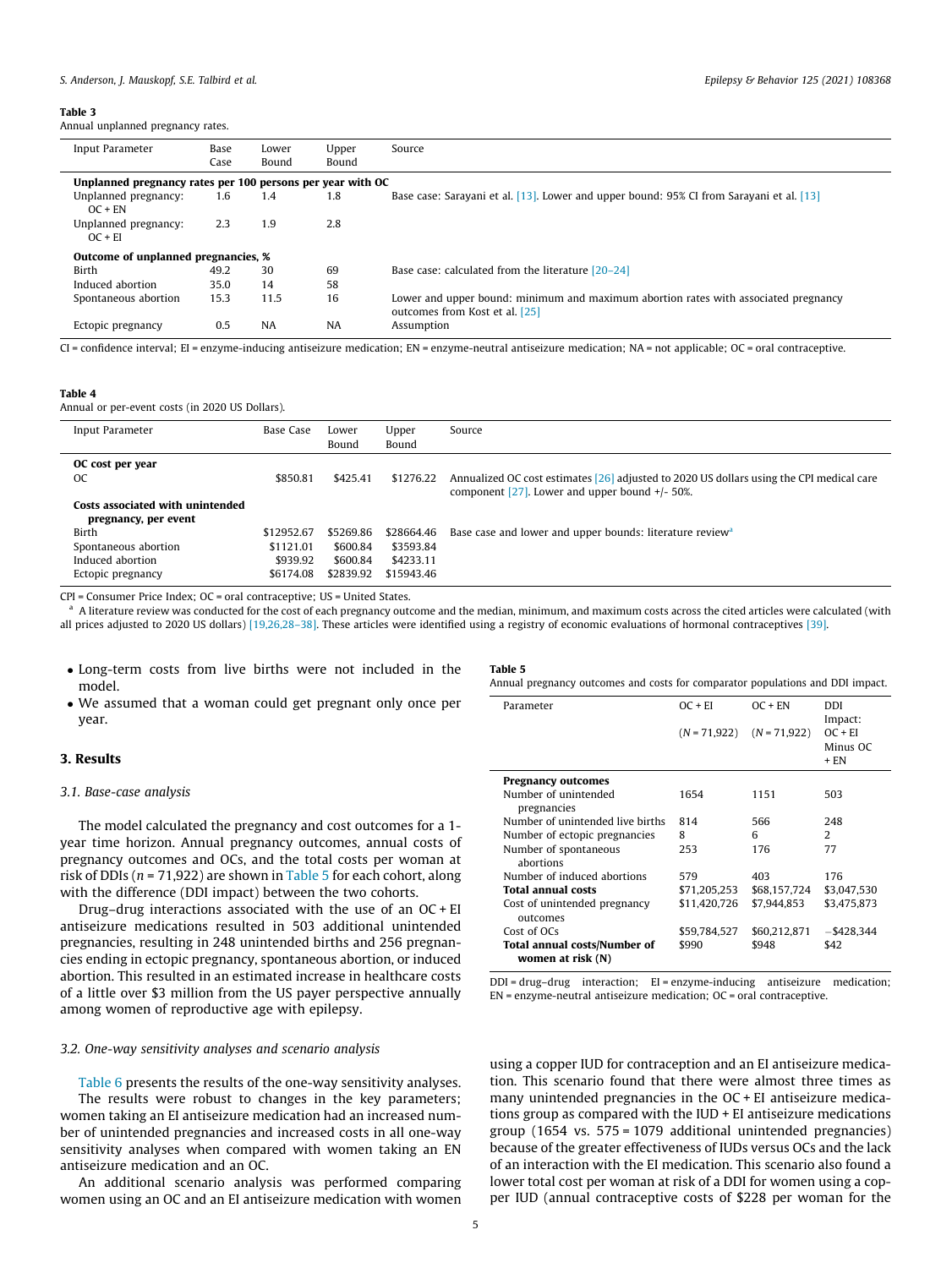**Table 3**
Annual unplanned pregnancy rates.

| Input Parameter | Base Case | Lower Bound | Upper Bound | Source |
|---|---|---|---|---|
| **Unplanned pregnancy rates per 100 persons per year with OC** | | | | |
| Unplanned pregnancy: OC + EN | 1.6 | 1.4 | 1.8 | Base case: Sarayani et al. [13]. Lower and upper bound: 95% CI from Sarayani et al. [13] |
| Unplanned pregnancy: OC + EI | 2.3 | 1.9 | 2.8 | |
| **Outcome of unplanned pregnancies, %** | | | | |
| Birth | 49.2 | 30 | 69 | Base case: calculated from the literature [20–24] |
| Induced abortion | 35.0 | 14 | 58 | |
| Spontaneous abortion | 15.3 | 11.5 | 16 | Lower and upper bound: minimum and maximum abortion rates with associated pregnancy outcomes from Kost et al. [25] |
| Ectopic pregnancy | 0.5 | NA | NA | Assumption |

CI = confidence interval; EI = enzyme-inducing antiseizure medication; EN = enzyme-neutral antiseizure medication; NA = not applicable; OC = oral contraceptive.

**Table 4**
Annual or per-event costs (in 2020 US Dollars).

| Input Parameter | Base Case | Lower Bound | Upper Bound | Source |
|---|---|---|---|---|
| **OC cost per year** | | | | |
| OC | $850.81 | $425.41 | $1276.22 | Annualized OC cost estimates [26] adjusted to 2020 US dollars using the CPI medical care component [27]. Lower and upper bound +/- 50%. |
| **Costs associated with unintended pregnancy, per event** | | | | |
| Birth | $12952.67 | $5269.86 | $28664.46 | Base case and lower and upper bounds: literature review[a] |
| Spontaneous abortion | $1121.01 | $600.84 | $3593.84 | |
| Induced abortion | $939.92 | $600.84 | $4233.11 | |
| Ectopic pregnancy | $6174.08 | $2839.92 | $15943.46 | |

CPI = Consumer Price Index; OC = oral contraceptive; US = United States.
[a] A literature review was conducted for the cost of each pregnancy outcome and the median, minimum, and maximum costs across the cited articles were calculated (with all prices adjusted to 2020 US dollars) [19,26,28–38]. These articles were identified using a registry of economic evaluations of hormonal contraceptives [39].

- Long-term costs from live births were not included in the model.
- We assumed that a woman could get pregnant only once per year.

## 3. Results

### 3.1. Base-case analysis

The model calculated the pregnancy and cost outcomes for a 1-year time horizon. Annual pregnancy outcomes, annual costs of pregnancy outcomes and OCs, and the total costs per woman at risk of DDIs ($n$ = 71,922) are shown in Table 5 for each cohort, along with the difference (DDI impact) between the two cohorts.

Drug–drug interactions associated with the use of an OC + EI antiseizure medications resulted in 503 additional unintended pregnancies, resulting in 248 unintended births and 256 pregnancies ending in ectopic pregnancy, spontaneous abortion, or induced abortion. This resulted in an estimated increase in healthcare costs of a little over $3 million from the US payer perspective annually among women of reproductive age with epilepsy.

**Table 5**
Annual pregnancy outcomes and costs for comparator populations and DDI impact.

| Parameter | OC + EI ($N$ = 71,922) | OC + EN ($N$ = 71,922) | DDI Impact: OC + EI Minus OC + EN |
|---|---|---|---|
| **Pregnancy outcomes** | | | |
| Number of unintended pregnancies | 1654 | 1151 | 503 |
| Number of unintended live births | 814 | 566 | 248 |
| Number of ectopic pregnancies | 8 | 6 | 2 |
| Number of spontaneous abortions | 253 | 176 | 77 |
| Number of induced abortions | 579 | 403 | 176 |
| **Total annual costs** | $71,205,253 | $68,157,724 | $3,047,530 |
| Cost of unintended pregnancy outcomes | $11,420,726 | $7,944,853 | $3,475,873 |
| Cost of OCs | $59,784,527 | $60,212,871 | −$428,344 |
| **Total annual costs/Number of women at risk (N)** | $990 | $948 | $42 |

DDI = drug–drug interaction; EI = enzyme-inducing antiseizure medication; EN = enzyme-neutral antiseizure medication; OC = oral contraceptive.

### 3.2. One-way sensitivity analyses and scenario analysis

Table 6 presents the results of the one-way sensitivity analyses. The results were robust to changes in the key parameters; women taking an EI antiseizure medication had an increased number of unintended pregnancies and increased costs in all one-way sensitivity analyses when compared with women taking an EN antiseizure medication and an OC.

An additional scenario analysis was performed comparing women using an OC and an EI antiseizure medication with women using a copper IUD for contraception and an EI antiseizure medication. This scenario found that there were almost three times as many unintended pregnancies in the OC + EI antiseizure medications group as compared with the IUD + EI antiseizure medications group (1654 vs. 575 = 1079 additional unintended pregnancies) because of the greater effectiveness of IUDs versus OCs and the lack of an interaction with the EI medication. This scenario also found a lower total cost per woman at risk of a DDI for women using a copper IUD (annual contraceptive costs of $228 per woman for the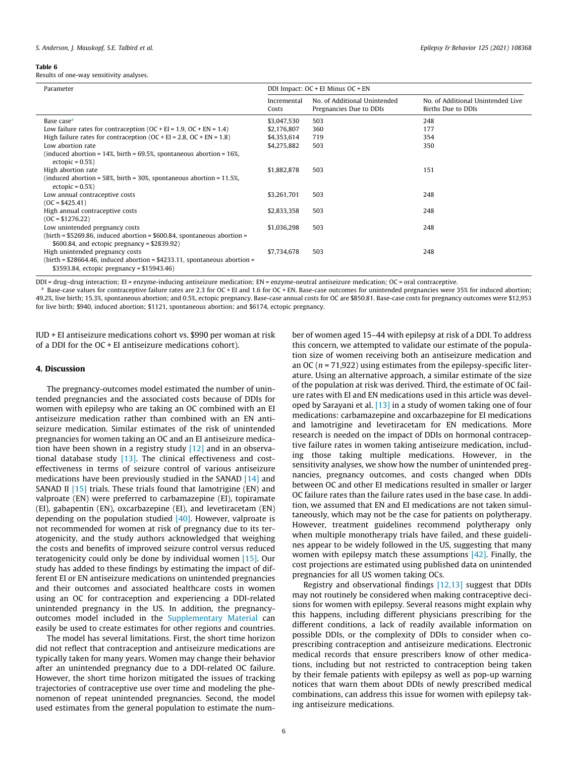**Table 6**
Results of one-way sensitivity analyses.

| Parameter | DDI Impact: OC + EI Minus OC + EN | | |
|---|---|---|---|
| | Incremental Costs | No. of Additional Unintended Pregnancies Due to DDIs | No. of Additional Unintended Live Births Due to DDIs |
| Base case[a] | \$3,047,530 | 503 | 248 |
| Low failure rates for contraception (OC + EI = 1.9, OC + EN = 1.4) | \$2,176,807 | 360 | 177 |
| High failure rates for contraception (OC + EI = 2.8, OC + EN = 1.8) | \$4,353,614 | 719 | 354 |
| Low abortion rate (induced abortion = 14%, birth = 69.5%, spontaneous abortion = 16%, ectopic = 0.5%) | \$4,275,882 | 503 | 350 |
| High abortion rate (induced abortion = 58%, birth = 30%, spontaneous abortion = 11.5%, ectopic = 0.5%) | \$1,882,878 | 503 | 151 |
| Low annual contraceptive costs (OC = \$425.41) | \$3,261,701 | 503 | 248 |
| High annual contraceptive costs (OC = \$1276.22) | \$2,833,358 | 503 | 248 |
| Low unintended pregnancy costs (birth = \$5269.86, induced abortion = \$600.84, spontaneous abortion = \$600.84, and ectopic pregnancy = \$2839.92) | \$1,036,298 | 503 | 248 |
| High unintended pregnancy costs (birth = \$28664.46, induced abortion = \$4233.11, spontaneous abortion = \$3593.84, ectopic pregnancy = \$15943.46) | \$7,734,678 | 503 | 248 |

DDI = drug–drug interaction; EI = enzyme-inducing antiseizure medication; EN = enzyme-neutral antiseizure medication; OC = oral contraceptive.
[a] Base-case values for contraceptive failure rates are 2.3 for OC + EI and 1.6 for OC + EN. Base-case outcomes for unintended pregnancies were 35% for induced abortion; 49.2%, live birth; 15.3%, spontaneous abortion; and 0.5%, ectopic pregnancy. Base-case annual costs for OC are \$850.81. Base-case costs for pregnancy outcomes were \$12,953 for live birth; \$940, induced abortion; \$1121, spontaneous abortion; and \$6174, ectopic pregnancy.

IUD + EI antiseizure medications cohort vs. \$990 per woman at risk of a DDI for the OC + EI antiseizure medications cohort).

## 4. Discussion

The pregnancy-outcomes model estimated the number of unintended pregnancies and the associated costs because of DDIs for women with epilepsy who are taking an OC combined with an EI antiseizure medication rather than combined with an EN antiseizure medication. Similar estimates of the risk of unintended pregnancies for women taking an OC and an EI antiseizure medication have been shown in a registry study [12] and in an observational database study [13]. The clinical effectiveness and cost-effectiveness in terms of seizure control of various antiseizure medications have been previously studied in the SANAD [14] and SANAD II [15] trials. These trials found that lamotrigine (EN) and valproate (EN) were preferred to carbamazepine (EI), topiramate (EI), gabapentin (EN), oxcarbazepine (EI), and levetiracetam (EN) depending on the population studied [40]. However, valproate is not recommended for women at risk of pregnancy due to its teratogenicity, and the study authors acknowledged that weighing the costs and benefits of improved seizure control versus reduced teratogenicity could only be done by individual women [15]. Our study has added to these findings by estimating the impact of different EI or EN antiseizure medications on unintended pregnancies and their outcomes and associated healthcare costs in women using an OC for contraception and experiencing a DDI-related unintended pregnancy in the US. In addition, the pregnancy-outcomes model included in the Supplementary Material can easily be used to create estimates for other regions and countries.

The model has several limitations. First, the short time horizon did not reflect that contraception and antiseizure medications are typically taken for many years. Women may change their behavior after an unintended pregnancy due to a DDI-related OC failure. However, the short time horizon mitigated the issues of tracking trajectories of contraceptive use over time and modeling the phenomenon of repeat unintended pregnancies. Second, the model used estimates from the general population to estimate the number of women aged 15–44 with epilepsy at risk of a DDI. To address this concern, we attempted to validate our estimate of the population size of women receiving both an antiseizure medication and an OC ($n$ = 71,922) using estimates from the epilepsy-specific literature. Using an alternative approach, a similar estimate of the size of the population at risk was derived. Third, the estimate of OC failure rates with EI and EN medications used in this article was developed by Sarayani et al. [13] in a study of women taking one of four medications: carbamazepine and oxcarbazepine for EI medications and lamotrigine and levetiracetam for EN medications. More research is needed on the impact of DDIs on hormonal contraceptive failure rates in women taking antiseizure medication, including those taking multiple medications. However, in the sensitivity analyses, we show how the number of unintended pregnancies, pregnancy outcomes, and costs changed when DDIs between OC and other EI medications resulted in smaller or larger OC failure rates than the failure rates used in the base case. In addition, we assumed that EN and EI medications are not taken simultaneously, which may not be the case for patients on polytherapy. However, treatment guidelines recommend polytherapy only when multiple monotherapy trials have failed, and these guidelines appear to be widely followed in the US, suggesting that many women with epilepsy match these assumptions [42]. Finally, the cost projections are estimated using published data on unintended pregnancies for all US women taking OCs.

Registry and observational findings [12,13] suggest that DDIs may not routinely be considered when making contraceptive decisions for women with epilepsy. Several reasons might explain why this happens, including different physicians prescribing for the different conditions, a lack of readily available information on possible DDIs, or the complexity of DDIs to consider when co-prescribing contraception and antiseizure medications. Electronic medical records that ensure prescribers know of other medications, including but not restricted to contraception being taken by their female patients with epilepsy as well as pop-up warning notices that warn them about DDIs of newly prescribed medical combinations, can address this issue for women with epilepsy taking antiseizure medications.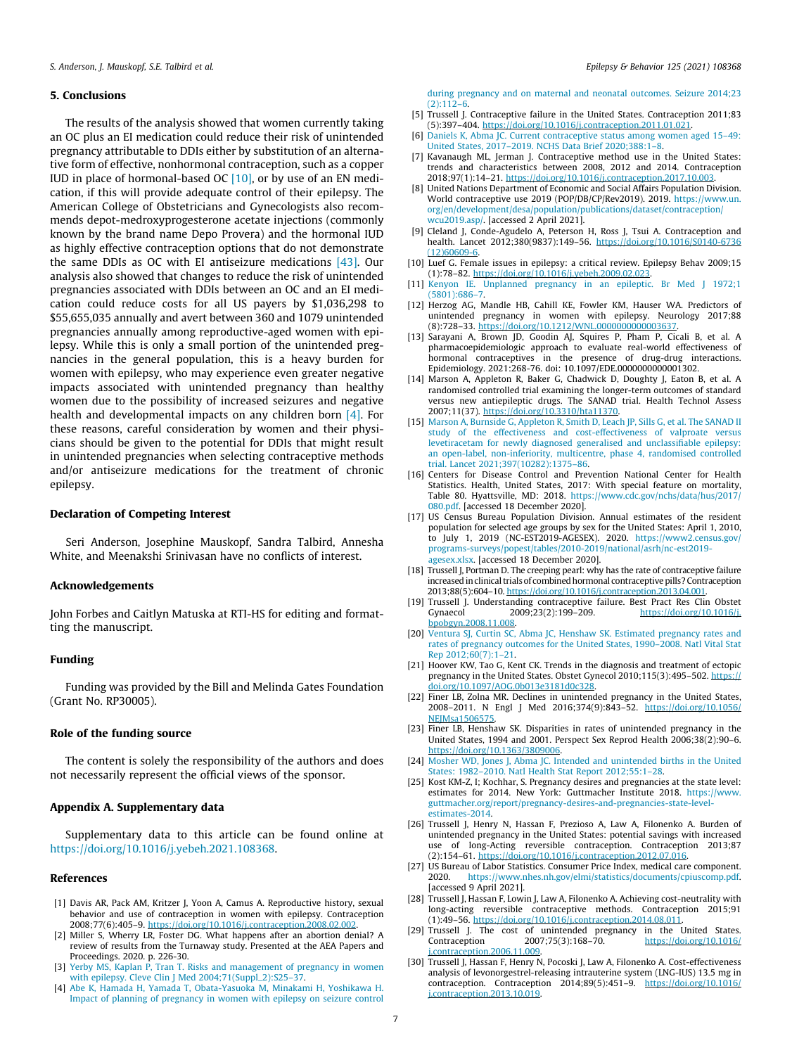## 5. Conclusions

The results of the analysis showed that women currently taking an OC plus an EI medication could reduce their risk of unintended pregnancy attributable to DDIs either by substitution of an alternative form of effective, nonhormonal contraception, such as a copper IUD in place of hormonal-based OC [10], or by use of an EN medication, if this will provide adequate control of their epilepsy. The American College of Obstetricians and Gynecologists also recommends depot-medroxyprogesterone acetate injections (commonly known by the brand name Depo Provera) and the hormonal IUD as highly effective contraception options that do not demonstrate the same DDIs as OC with EI antiseizure medications [43]. Our analysis also showed that changes to reduce the risk of unintended pregnancies associated with DDIs between an OC and an EI medication could reduce costs for all US payers by $1,036,298 to $55,655,035 annually and avert between 360 and 1079 unintended pregnancies annually among reproductive-aged women with epilepsy. While this is only a small portion of the unintended pregnancies in the general population, this is a heavy burden for women with epilepsy, who may experience even greater negative impacts associated with unintended pregnancy than healthy women due to the possibility of increased seizures and negative health and developmental impacts on any children born [4]. For these reasons, careful consideration by women and their physicians should be given to the potential for DDIs that might result in unintended pregnancies when selecting contraceptive methods and/or antiseizure medications for the treatment of chronic epilepsy.

### Declaration of Competing Interest

Seri Anderson, Josephine Mauskopf, Sandra Talbird, Annesha White, and Meenakshi Srinivasan have no conflicts of interest.

### Acknowledgements

John Forbes and Caitlyn Matuska at RTI-HS for editing and formatting the manuscript.

### Funding

Funding was provided by the Bill and Melinda Gates Foundation (Grant No. RP30005).

### Role of the funding source

The content is solely the responsibility of the authors and does not necessarily represent the official views of the sponsor.

### Appendix A. Supplementary data

Supplementary data to this article can be found online at https://doi.org/10.1016/j.yebeh.2021.108368.

### References

[1] Davis AR, Pack AM, Kritzer J, Yoon A, Camus A. Reproductive history, sexual behavior and use of contraception in women with epilepsy. Contraception 2008;77(6):405–9. https://doi.org/10.1016/j.contraception.2008.02.002.

[2] Miller S, Wherry LR, Foster DG. What happens after an abortion denial? A review of results from the Turnaway study. Presented at the AEA Papers and Proceedings. 2020. p. 226-30.

[3] Yerby MS, Kaplan P, Tran T. Risks and management of pregnancy in women with epilepsy. Cleve Clin J Med 2004;71(Suppl_2):S25–37.

[4] Abe K, Hamada H, Yamada T, Obata-Yasuoka M, Minakami H, Yoshikawa H. Impact of planning of pregnancy in women with epilepsy on seizure control during pregnancy and on maternal and neonatal outcomes. Seizure 2014;23(2):112–6.

[5] Trussell J. Contraceptive failure in the United States. Contraception 2011;83(5):397–404. https://doi.org/10.1016/j.contraception.2011.01.021.

[6] Daniels K, Abma JC. Current contraceptive status among women aged 15–49: United States, 2017–2019. NCHS Data Brief 2020;388:1–8.

[7] Kavanaugh ML, Jerman J. Contraceptive method use in the United States: trends and characteristics between 2008, 2012 and 2014. Contraception 2018;97(1):14–21. https://doi.org/10.1016/j.contraception.2017.10.003.

[8] United Nations Department of Economic and Social Affairs Population Division. World contraceptive use 2019 (POP/DB/CP/Rev2019). 2019. https://www.un.org/en/development/desa/population/publications/dataset/contraception/wcu2019.asp/. [accessed 2 April 2021].

[9] Cleland J, Conde-Agudelo A, Peterson H, Ross J, Tsui A. Contraception and health. Lancet 2012;380(9837):149–56. https://doi.org/10.1016/S0140-6736(12)60609-6.

[10] Luef G. Female issues in epilepsy: a critical review. Epilepsy Behav 2009;15(1):78–82. https://doi.org/10.1016/j.yebeh.2009.02.023.

[11] Kenyon IE. Unplanned pregnancy in an epileptic. Br Med J 1972;1(5801):686–7.

[12] Herzog AG, Mandle HB, Cahill KE, Fowler KM, Hauser WA. Predictors of unintended pregnancy in women with epilepsy. Neurology 2017;88(8):728–33. https://doi.org/10.1212/WNL.0000000000003637.

[13] Sarayani A, Brown JD, Goodin AJ, Squires P, Pham P, Cicali B, et al. A pharmacoepidemiologic approach to evaluate real-world effectiveness of hormonal contraceptives in the presence of drug-drug interactions. Epidemiology. 2021:268-76. doi: 10.1097/EDE.0000000000001302.

[14] Marson A, Appleton R, Baker G, Chadwick D, Doughty J, Eaton B, et al. A randomised controlled trial examining the longer-term outcomes of standard versus new antiepileptic drugs. The SANAD trial. Health Technol Assess 2007;11(37). https://doi.org/10.3310/hta11370.

[15] Marson A, Burnside G, Appleton R, Smith D, Leach JP, Sills G, et al. The SANAD II study of the effectiveness and cost-effectiveness of valproate versus levetiracetam for newly diagnosed generalised and unclassifiable epilepsy: an open-label, non-inferiority, multicentre, phase 4, randomised controlled trial. Lancet 2021;397(10282):1375–86.

[16] Centers for Disease Control and Prevention National Center for Health Statistics. Health, United States, 2017: With special feature on mortality, Table 80. Hyattsville, MD: 2018. https://www.cdc.gov/nchs/data/hus/2017/080.pdf. [accessed 18 December 2020].

[17] US Census Bureau Population Division. Annual estimates of the resident population for selected age groups by sex for the United States: April 1, 2010, to July 1, 2019 (NC-EST2019-AGESEX). 2020. https://www2.census.gov/programs-surveys/popest/tables/2010-2019/national/asrh/nc-est2019-agesex.xlsx. [accessed 18 December 2020].

[18] Trussell J, Portman D. The creeping pearl: why has the rate of contraceptive failure increased in clinical trials of combined hormonal contraceptive pills? Contraception 2013;88(5):604–10. https://doi.org/10.1016/j.contraception.2013.04.001.

[19] Trussell J. Understanding contraceptive failure. Best Pract Res Clin Obstet Gynaecol 2009;23(2):199–209. https://doi.org/10.1016/j.bpobgyn.2008.11.008.

[20] Ventura SJ, Curtin SC, Abma JC, Henshaw SK. Estimated pregnancy rates and rates of pregnancy outcomes for the United States, 1990–2008. Natl Vital Stat Rep 2012;60(7):1–21.

[21] Hoover KW, Tao G, Kent CK. Trends in the diagnosis and treatment of ectopic pregnancy in the United States. Obstet Gynecol 2010;115(3):495–502. https://doi.org/10.1097/AOG.0b013e3181d0c328.

[22] Finer LB, Zolna MR. Declines in unintended pregnancy in the United States, 2008–2011. N Engl J Med 2016;374(9):843–52. https://doi.org/10.1056/NEJMsa1506575.

[23] Finer LB, Henshaw SK. Disparities in rates of unintended pregnancy in the United States, 1994 and 2001. Perspect Sex Reprod Health 2006;38(2):90–6. https://doi.org/10.1363/3809006.

[24] Mosher WD, Jones J, Abma JC. Intended and unintended births in the United States: 1982–2010. Natl Health Stat Report 2012;55:1–28.

[25] Kost KM-Z, I; Kochhar, S. Pregnancy desires and pregnancies at the state level: estimates for 2014. New York: Guttmacher Institute 2018. https://www.guttmacher.org/report/pregnancy-desires-and-pregnancies-state-level-estimates-2014.

[26] Trussell J, Henry N, Hassan F, Prezioso A, Law A, Filonenko A. Burden of unintended pregnancy in the United States: potential savings with increased use of long-Acting reversible contraception. Contraception 2013;87(2):154–61. https://doi.org/10.1016/j.contraception.2012.07.016.

[27] US Bureau of Labor Statistics. Consumer Price Index, medical care component. 2020. https://www.nhes.nh.gov/elmi/statistics/documents/cpiuscomp.pdf. [accessed 9 April 2021].

[28] Trussell J, Hassan F, Lowin J, Law A, Filonenko A. Achieving cost-neutrality with long-acting reversible contraceptive methods. Contraception 2015;91(1):49–56. https://doi.org/10.1016/j.contraception.2014.08.011.

[29] Trussell J. The cost of unintended pregnancy in the United States. Contraception 2007;75(3):168–70. https://doi.org/10.1016/j.contraception.2006.11.009.

[30] Trussell J, Hassan F, Henry N, Pocoski J, Law A, Filonenko A. Cost-effectiveness analysis of levonorgestrel-releasing intrauterine system (LNG-IUS) 13.5 mg in contraception. Contraception 2014;89(5):451–9. https://doi.org/10.1016/j.contraception.2013.10.019.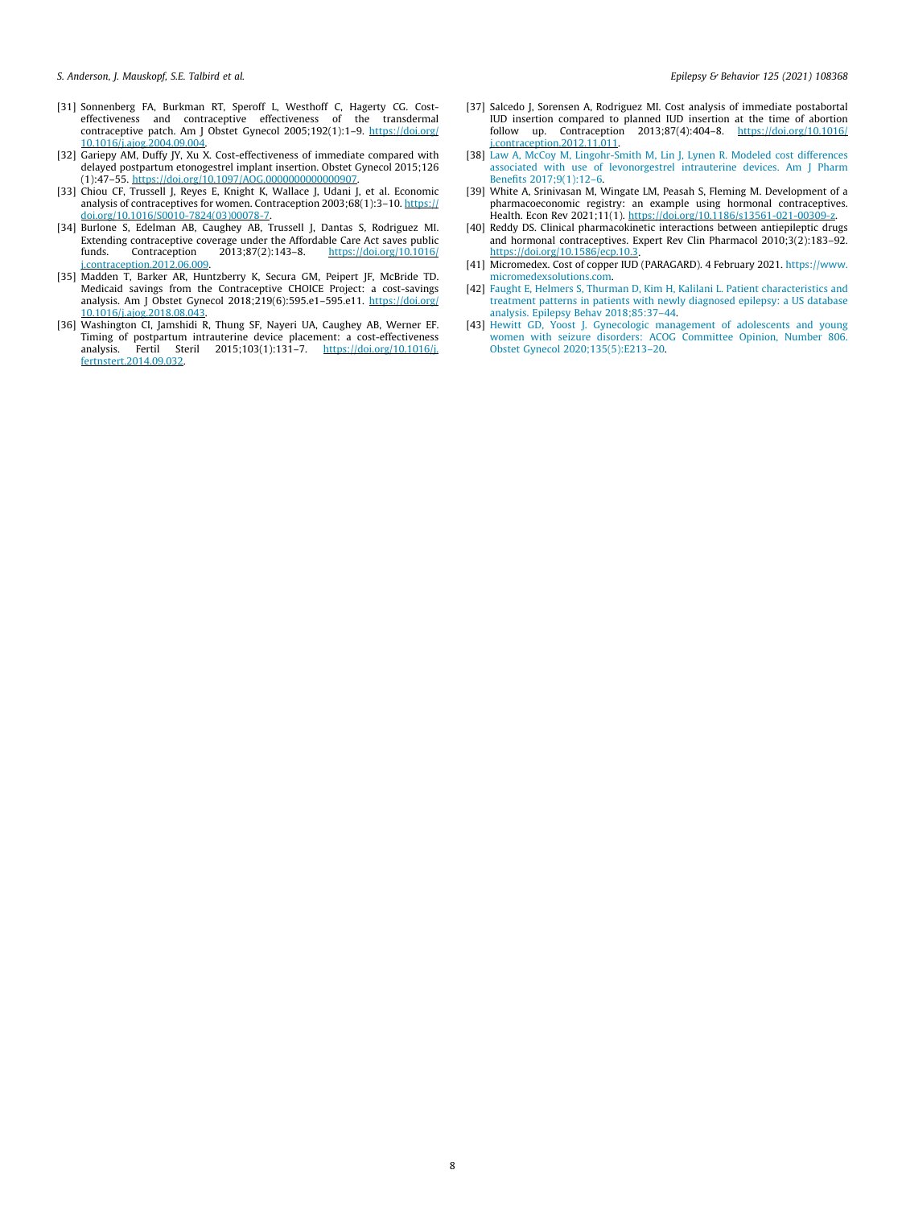[31] Sonnenberg FA, Burkman RT, Speroff L, Westhoff C, Hagerty CG. Cost-effectiveness and contraceptive effectiveness of the transdermal contraceptive patch. Am J Obstet Gynecol 2005;192(1):1–9. https://doi.org/10.1016/j.ajog.2004.09.004.

[32] Gariepy AM, Duffy JY, Xu X. Cost-effectiveness of immediate compared with delayed postpartum etonogestrel implant insertion. Obstet Gynecol 2015;126(1):47–55. https://doi.org/10.1097/AOG.0000000000000907.

[33] Chiou CF, Trussell J, Reyes E, Knight K, Wallace J, Udani J, et al. Economic analysis of contraceptives for women. Contraception 2003;68(1):3–10. https://doi.org/10.1016/S0010-7824(03)00078-7.

[34] Burlone S, Edelman AB, Caughey AB, Trussell J, Dantas S, Rodriguez MI. Extending contraceptive coverage under the Affordable Care Act saves public funds. Contraception 2013;87(2):143–8. https://doi.org/10.1016/j.contraception.2012.06.009.

[35] Madden T, Barker AR, Huntzberry K, Secura GM, Peipert JF, McBride TD. Medicaid savings from the Contraceptive CHOICE Project: a cost-savings analysis. Am J Obstet Gynecol 2018;219(6):595.e1–595.e11. https://doi.org/10.1016/j.ajog.2018.08.043.

[36] Washington CI, Jamshidi R, Thung SF, Nayeri UA, Caughey AB, Werner EF. Timing of postpartum intrauterine device placement: a cost-effectiveness analysis. Fertil Steril 2015;103(1):131–7. https://doi.org/10.1016/j.fertnstert.2014.09.032.

[37] Salcedo J, Sorensen A, Rodriguez MI. Cost analysis of immediate postabortal IUD insertion compared to planned IUD insertion at the time of abortion follow up. Contraception 2013;87(4):404–8. https://doi.org/10.1016/j.contraception.2012.11.011.

[38] Law A, McCoy M, Lingohr-Smith M, Lin J, Lynen R. Modeled cost differences associated with use of levonorgestrel intrauterine devices. Am J Pharm Benefits 2017;9(1):12–6.

[39] White A, Srinivasan M, Wingate LM, Peasah S, Fleming M. Development of a pharmacoeconomic registry: an example using hormonal contraceptives. Health. Econ Rev 2021;11(1). https://doi.org/10.1186/s13561-021-00309-z.

[40] Reddy DS. Clinical pharmacokinetic interactions between antiepileptic drugs and hormonal contraceptives. Expert Rev Clin Pharmacol 2010;3(2):183–92. https://doi.org/10.1586/ecp.10.3.

[41] Micromedex. Cost of copper IUD (PARAGARD). 4 February 2021. https://www.micromedexsolutions.com.

[42] Faught E, Helmers S, Thurman D, Kim H, Kalilani L. Patient characteristics and treatment patterns in patients with newly diagnosed epilepsy: a US database analysis. Epilepsy Behav 2018;85:37–44.

[43] Hewitt GD, Yoost J. Gynecologic management of adolescents and young women with seizure disorders: ACOG Committee Opinion, Number 806. Obstet Gynecol 2020;135(5):E213–20.